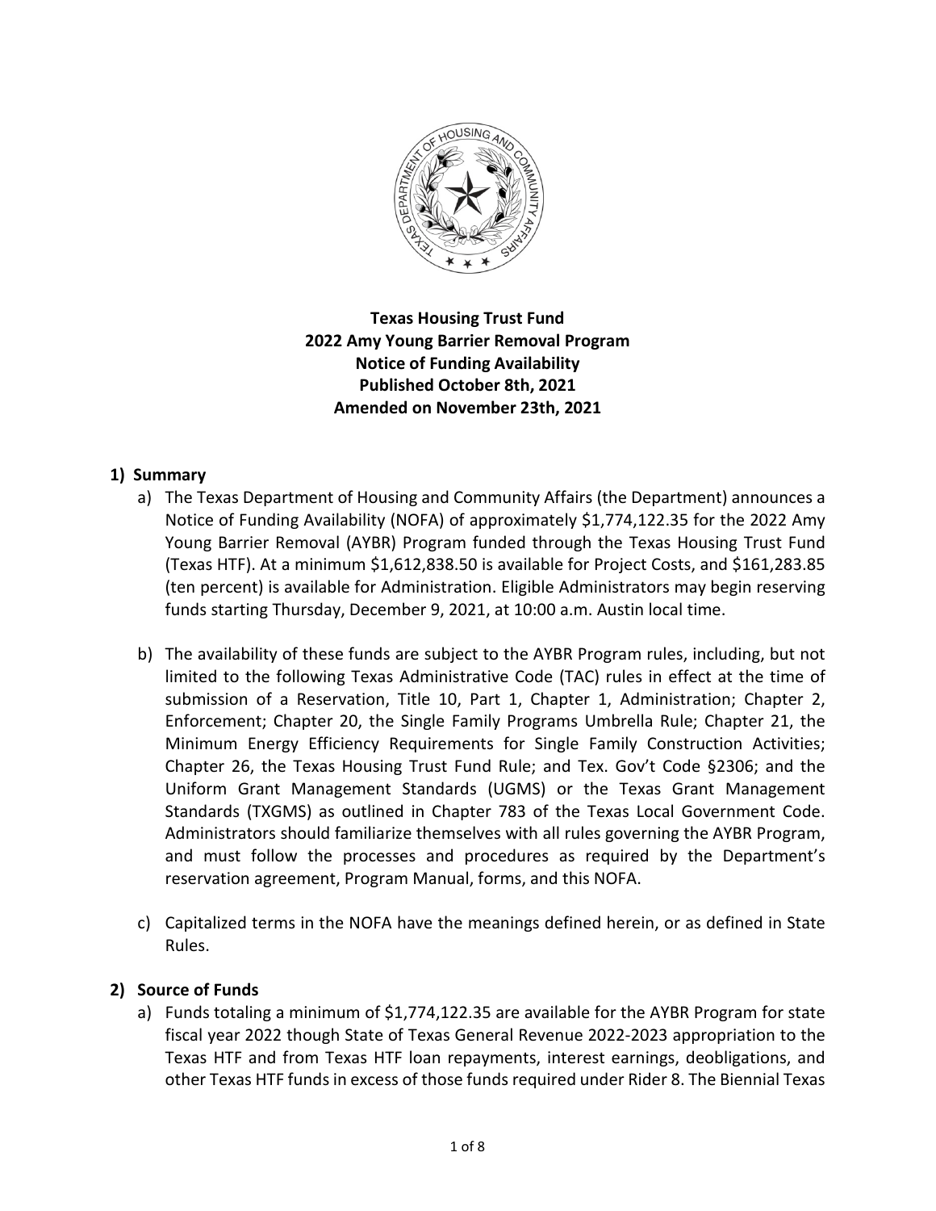**Texas Housing Trust Fund**
**2022 Amy Young Barrier Removal Program**
**Notice of Funding Availability**
**Published October 8th, 2021**
**Amended on November 23th, 2021**

## 1) Summary

a) The Texas Department of Housing and Community Affairs (the Department) announces a Notice of Funding Availability (NOFA) of approximately $1,774,122.35 for the 2022 Amy Young Barrier Removal (AYBR) Program funded through the Texas Housing Trust Fund (Texas HTF). At a minimum $1,612,838.50 is available for Project Costs, and $161,283.85 (ten percent) is available for Administration. Eligible Administrators may begin reserving funds starting Thursday, December 9, 2021, at 10:00 a.m. Austin local time.

b) The availability of these funds are subject to the AYBR Program rules, including, but not limited to the following Texas Administrative Code (TAC) rules in effect at the time of submission of a Reservation, Title 10, Part 1, Chapter 1, Administration; Chapter 2, Enforcement; Chapter 20, the Single Family Programs Umbrella Rule; Chapter 21, the Minimum Energy Efficiency Requirements for Single Family Construction Activities; Chapter 26, the Texas Housing Trust Fund Rule; and Tex. Gov't Code §2306; and the Uniform Grant Management Standards (UGMS) or the Texas Grant Management Standards (TXGMS) as outlined in Chapter 783 of the Texas Local Government Code. Administrators should familiarize themselves with all rules governing the AYBR Program, and must follow the processes and procedures as required by the Department's reservation agreement, Program Manual, forms, and this NOFA.

c) Capitalized terms in the NOFA have the meanings defined herein, or as defined in State Rules.

## 2) Source of Funds

a) Funds totaling a minimum of $1,774,122.35 are available for the AYBR Program for state fiscal year 2022 though State of Texas General Revenue 2022-2023 appropriation to the Texas HTF and from Texas HTF loan repayments, interest earnings, deobligations, and other Texas HTF funds in excess of those funds required under Rider 8. The Biennial Texas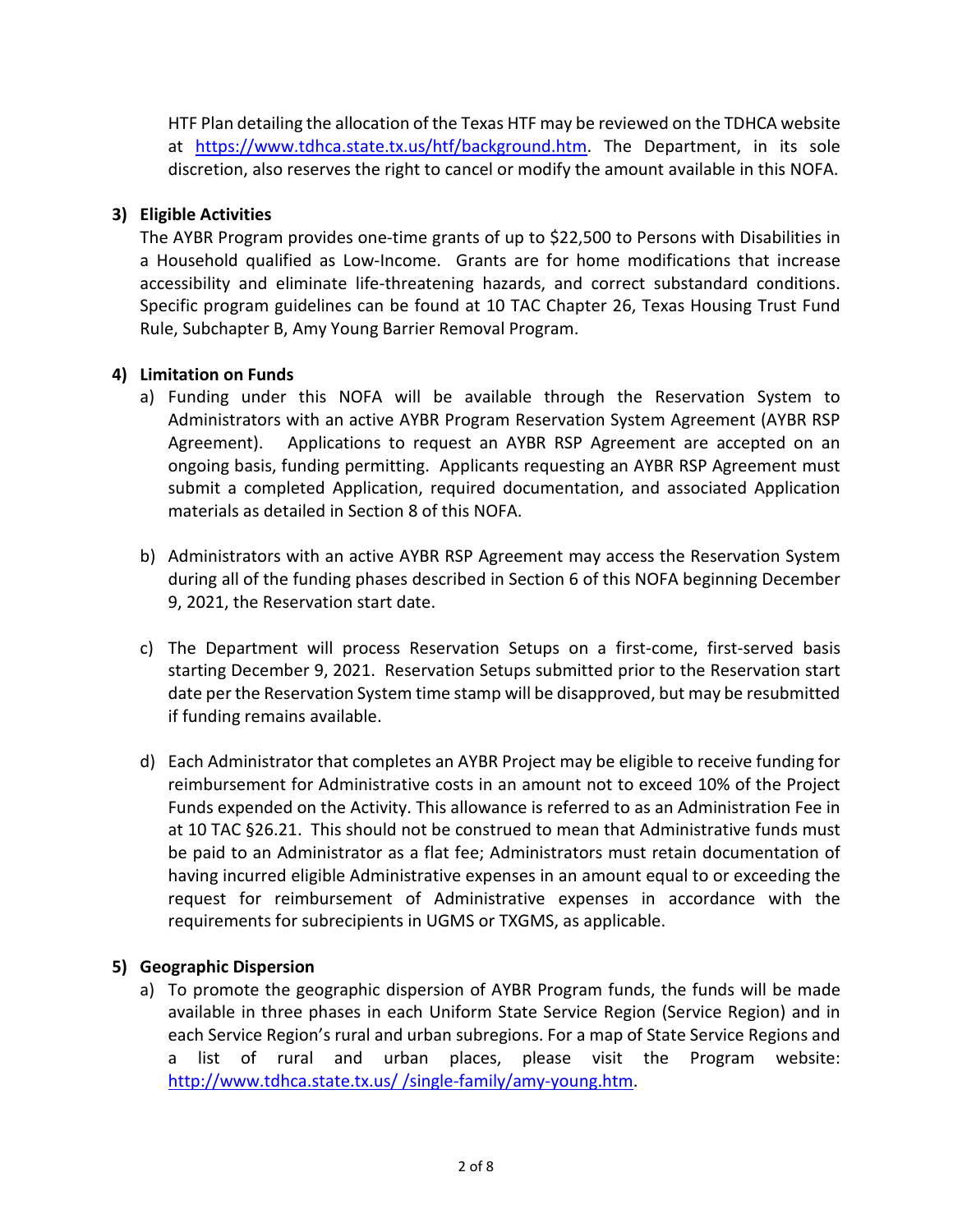HTF Plan detailing the allocation of the Texas HTF may be reviewed on the TDHCA website at [https://www.tdhca.state.tx.us/htf/background.htm](https://www.tdhca.state.tx.us/htf/background.htm). The Department, in its sole discretion, also reserves the right to cancel or modify the amount available in this NOFA.

**3) Eligible Activities**

The AYBR Program provides one-time grants of up to $22,500 to Persons with Disabilities in a Household qualified as Low-Income. Grants are for home modifications that increase accessibility and eliminate life-threatening hazards, and correct substandard conditions. Specific program guidelines can be found at 10 TAC Chapter 26, Texas Housing Trust Fund Rule, Subchapter B, Amy Young Barrier Removal Program.

**4) Limitation on Funds**

a) Funding under this NOFA will be available through the Reservation System to Administrators with an active AYBR Program Reservation System Agreement (AYBR RSP Agreement). Applications to request an AYBR RSP Agreement are accepted on an ongoing basis, funding permitting. Applicants requesting an AYBR RSP Agreement must submit a completed Application, required documentation, and associated Application materials as detailed in Section 8 of this NOFA.

b) Administrators with an active AYBR RSP Agreement may access the Reservation System during all of the funding phases described in Section 6 of this NOFA beginning December 9, 2021, the Reservation start date.

c) The Department will process Reservation Setups on a first-come, first-served basis starting December 9, 2021. Reservation Setups submitted prior to the Reservation start date per the Reservation System time stamp will be disapproved, but may be resubmitted if funding remains available.

d) Each Administrator that completes an AYBR Project may be eligible to receive funding for reimbursement for Administrative costs in an amount not to exceed 10% of the Project Funds expended on the Activity. This allowance is referred to as an Administration Fee in at 10 TAC §26.21. This should not be construed to mean that Administrative funds must be paid to an Administrator as a flat fee; Administrators must retain documentation of having incurred eligible Administrative expenses in an amount equal to or exceeding the request for reimbursement of Administrative expenses in accordance with the requirements for subrecipients in UGMS or TXGMS, as applicable.

**5) Geographic Dispersion**

a) To promote the geographic dispersion of AYBR Program funds, the funds will be made available in three phases in each Uniform State Service Region (Service Region) and in each Service Region's rural and urban subregions. For a map of State Service Regions and a list of rural and urban places, please visit the Program website: [http://www.tdhca.state.tx.us/ /single-family/amy-young.htm](http://www.tdhca.state.tx.us/ /single-family/amy-young.htm).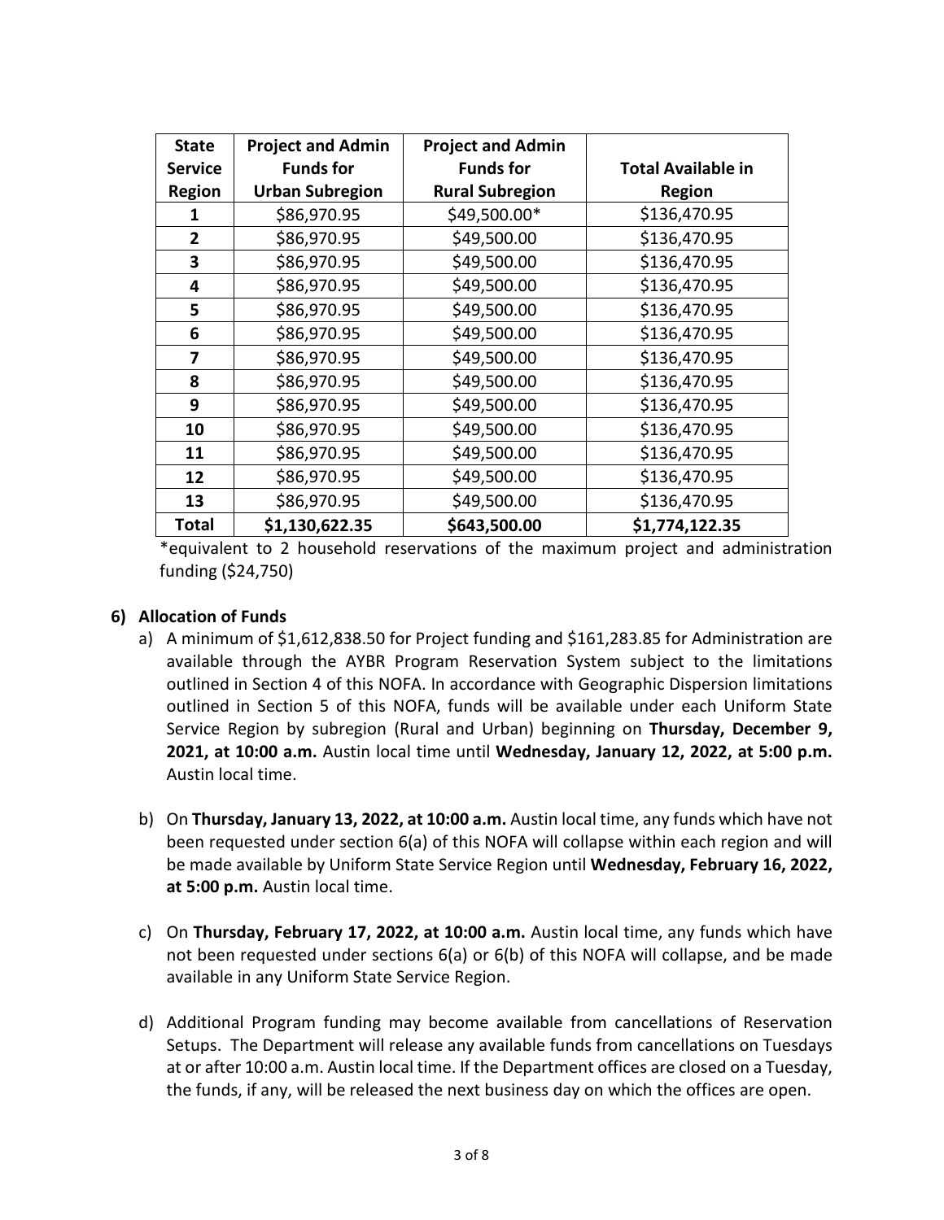| State Service Region | Project and Admin Funds for Urban Subregion | Project and Admin Funds for Rural Subregion | Total Available in Region |
|---|---|---|---|
| **1** | $86,970.95 | $49,500.00* | $136,470.95 |
| **2** | $86,970.95 | $49,500.00 | $136,470.95 |
| **3** | $86,970.95 | $49,500.00 | $136,470.95 |
| **4** | $86,970.95 | $49,500.00 | $136,470.95 |
| **5** | $86,970.95 | $49,500.00 | $136,470.95 |
| **6** | $86,970.95 | $49,500.00 | $136,470.95 |
| **7** | $86,970.95 | $49,500.00 | $136,470.95 |
| **8** | $86,970.95 | $49,500.00 | $136,470.95 |
| **9** | $86,970.95 | $49,500.00 | $136,470.95 |
| **10** | $86,970.95 | $49,500.00 | $136,470.95 |
| **11** | $86,970.95 | $49,500.00 | $136,470.95 |
| **12** | $86,970.95 | $49,500.00 | $136,470.95 |
| **13** | $86,970.95 | $49,500.00 | $136,470.95 |
| **Total** | **$1,130,622.35** | **$643,500.00** | **$1,774,122.35** |

*equivalent to 2 household reservations of the maximum project and administration funding ($24,750)

**6) Allocation of Funds**

a) A minimum of $1,612,838.50 for Project funding and $161,283.85 for Administration are available through the AYBR Program Reservation System subject to the limitations outlined in Section 4 of this NOFA. In accordance with Geographic Dispersion limitations outlined in Section 5 of this NOFA, funds will be available under each Uniform State Service Region by subregion (Rural and Urban) beginning on **Thursday, December 9, 2021, at 10:00 a.m.** Austin local time until **Wednesday, January 12, 2022, at 5:00 p.m.** Austin local time.

b) On **Thursday, January 13, 2022, at 10:00 a.m.** Austin local time, any funds which have not been requested under section 6(a) of this NOFA will collapse within each region and will be made available by Uniform State Service Region until **Wednesday, February 16, 2022, at 5:00 p.m.** Austin local time.

c) On **Thursday, February 17, 2022, at 10:00 a.m.** Austin local time, any funds which have not been requested under sections 6(a) or 6(b) of this NOFA will collapse, and be made available in any Uniform State Service Region.

d) Additional Program funding may become available from cancellations of Reservation Setups. The Department will release any available funds from cancellations on Tuesdays at or after 10:00 a.m. Austin local time. If the Department offices are closed on a Tuesday, the funds, if any, will be released the next business day on which the offices are open.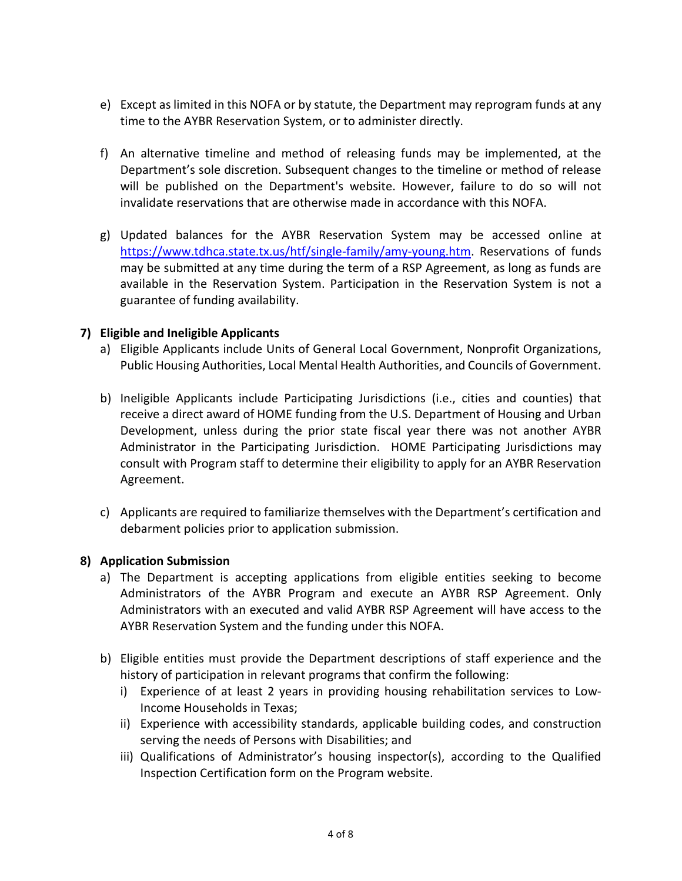e) Except as limited in this NOFA or by statute, the Department may reprogram funds at any time to the AYBR Reservation System, or to administer directly.

f) An alternative timeline and method of releasing funds may be implemented, at the Department's sole discretion. Subsequent changes to the timeline or method of release will be published on the Department's website. However, failure to do so will not invalidate reservations that are otherwise made in accordance with this NOFA.

g) Updated balances for the AYBR Reservation System may be accessed online at [https://www.tdhca.state.tx.us/htf/single-family/amy-young.htm](https://www.tdhca.state.tx.us/htf/single-family/amy-young.htm). Reservations of funds may be submitted at any time during the term of a RSP Agreement, as long as funds are available in the Reservation System. Participation in the Reservation System is not a guarantee of funding availability.

**7) Eligible and Ineligible Applicants**

a) Eligible Applicants include Units of General Local Government, Nonprofit Organizations, Public Housing Authorities, Local Mental Health Authorities, and Councils of Government.

b) Ineligible Applicants include Participating Jurisdictions (i.e., cities and counties) that receive a direct award of HOME funding from the U.S. Department of Housing and Urban Development, unless during the prior state fiscal year there was not another AYBR Administrator in the Participating Jurisdiction. HOME Participating Jurisdictions may consult with Program staff to determine their eligibility to apply for an AYBR Reservation Agreement.

c) Applicants are required to familiarize themselves with the Department's certification and debarment policies prior to application submission.

**8) Application Submission**

a) The Department is accepting applications from eligible entities seeking to become Administrators of the AYBR Program and execute an AYBR RSP Agreement. Only Administrators with an executed and valid AYBR RSP Agreement will have access to the AYBR Reservation System and the funding under this NOFA.

b) Eligible entities must provide the Department descriptions of staff experience and the history of participation in relevant programs that confirm the following:
   i) Experience of at least 2 years in providing housing rehabilitation services to Low-Income Households in Texas;
   ii) Experience with accessibility standards, applicable building codes, and construction serving the needs of Persons with Disabilities; and
   iii) Qualifications of Administrator's housing inspector(s), according to the Qualified Inspection Certification form on the Program website.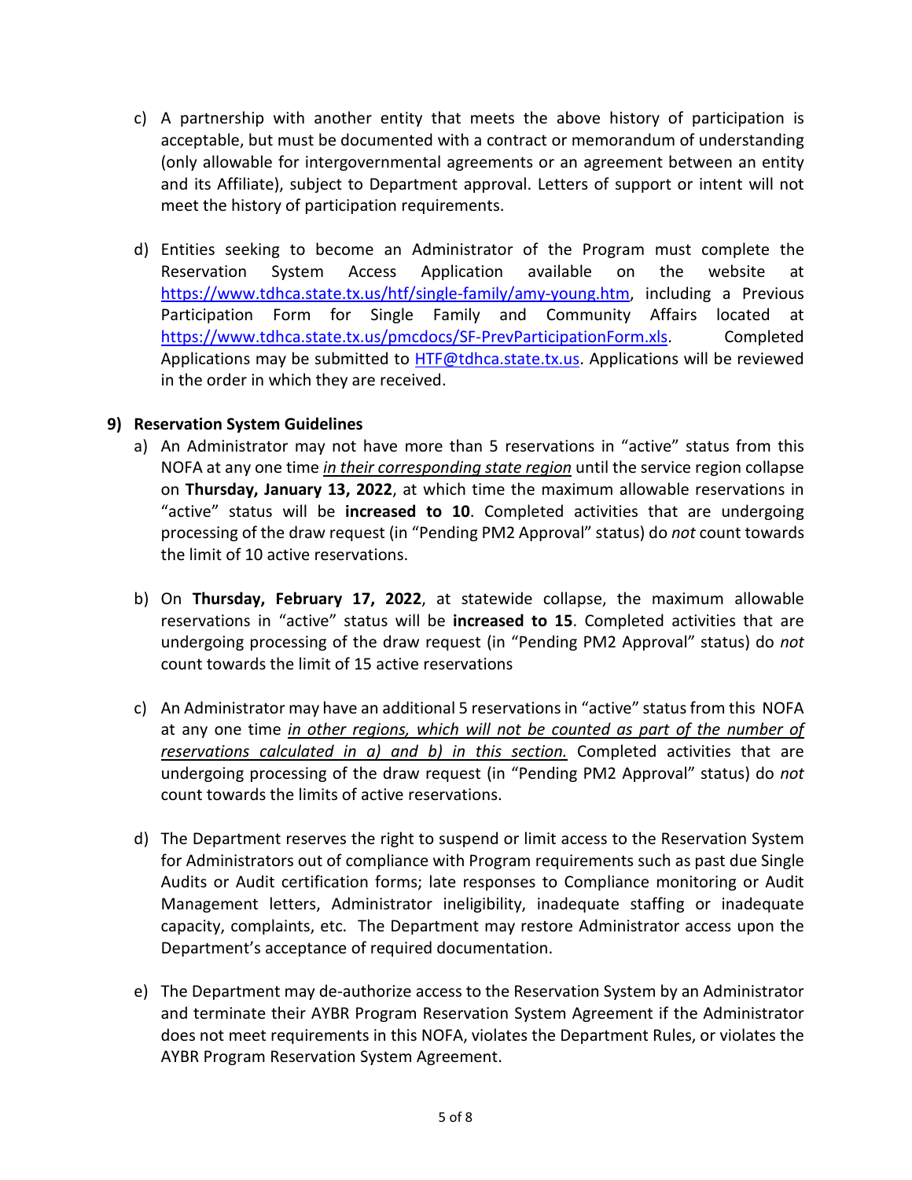c) A partnership with another entity that meets the above history of participation is acceptable, but must be documented with a contract or memorandum of understanding (only allowable for intergovernmental agreements or an agreement between an entity and its Affiliate), subject to Department approval. Letters of support or intent will not meet the history of participation requirements.

d) Entities seeking to become an Administrator of the Program must complete the Reservation System Access Application available on the website at https://www.tdhca.state.tx.us/htf/single-family/amy-young.htm, including a Previous Participation Form for Single Family and Community Affairs located at https://www.tdhca.state.tx.us/pmcdocs/SF-PrevParticipationForm.xls. Completed Applications may be submitted to HTF@tdhca.state.tx.us. Applications will be reviewed in the order in which they are received.

**9) Reservation System Guidelines**

a) An Administrator may not have more than 5 reservations in "active" status from this NOFA at any one time *in their corresponding state region* until the service region collapse on **Thursday, January 13, 2022**, at which time the maximum allowable reservations in "active" status will be **increased to 10**. Completed activities that are undergoing processing of the draw request (in "Pending PM2 Approval" status) do *not* count towards the limit of 10 active reservations.

b) On **Thursday, February 17, 2022**, at statewide collapse, the maximum allowable reservations in "active" status will be **increased to 15**. Completed activities that are undergoing processing of the draw request (in "Pending PM2 Approval" status) do *not* count towards the limit of 15 active reservations

c) An Administrator may have an additional 5 reservations in "active" status from this NOFA at any one time *in other regions, which will not be counted as part of the number of reservations calculated in a) and b) in this section.* Completed activities that are undergoing processing of the draw request (in "Pending PM2 Approval" status) do *not* count towards the limits of active reservations.

d) The Department reserves the right to suspend or limit access to the Reservation System for Administrators out of compliance with Program requirements such as past due Single Audits or Audit certification forms; late responses to Compliance monitoring or Audit Management letters, Administrator ineligibility, inadequate staffing or inadequate capacity, complaints, etc. The Department may restore Administrator access upon the Department's acceptance of required documentation.

e) The Department may de-authorize access to the Reservation System by an Administrator and terminate their AYBR Program Reservation System Agreement if the Administrator does not meet requirements in this NOFA, violates the Department Rules, or violates the AYBR Program Reservation System Agreement.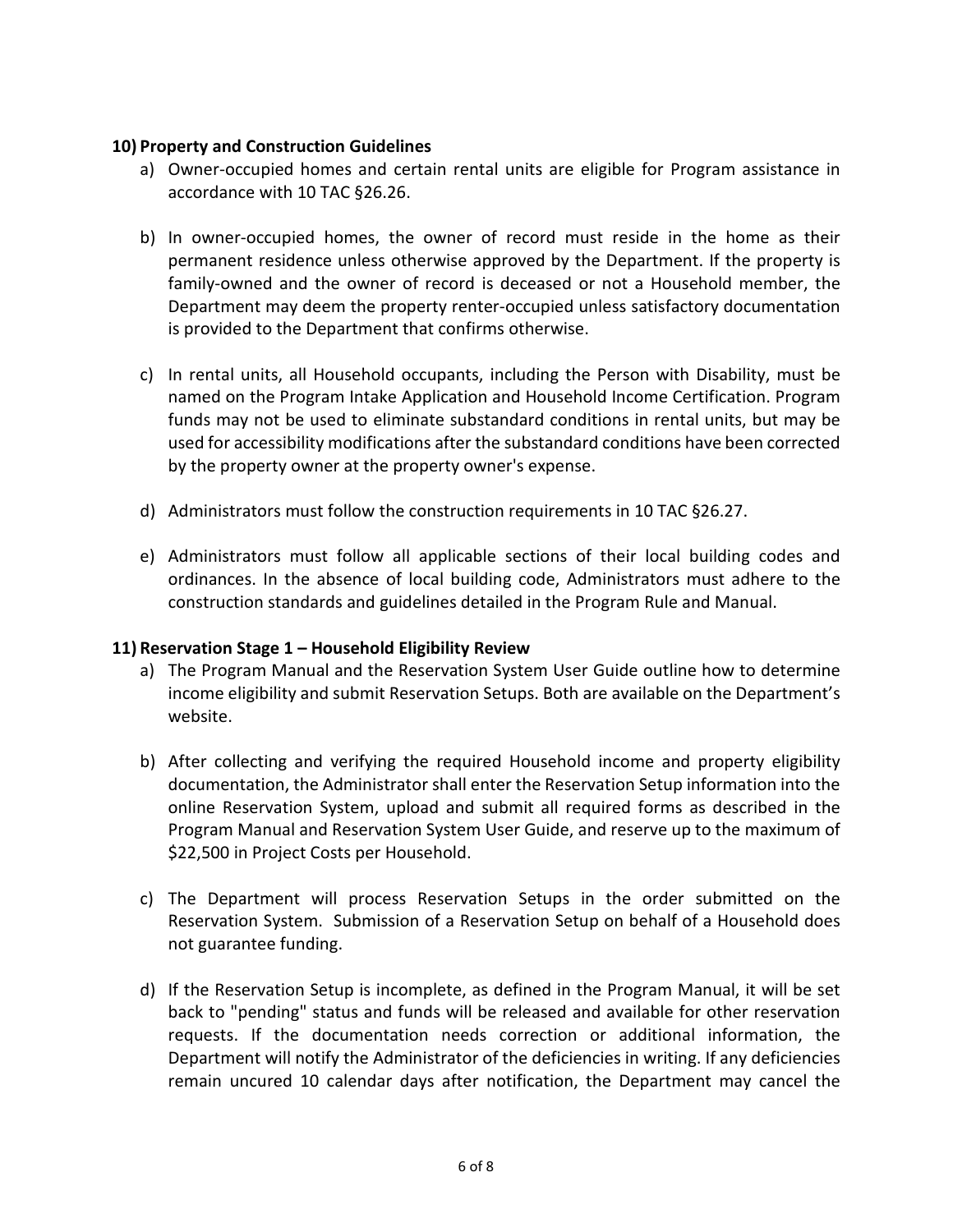## 10) Property and Construction Guidelines

a) Owner-occupied homes and certain rental units are eligible for Program assistance in accordance with 10 TAC §26.26.

b) In owner-occupied homes, the owner of record must reside in the home as their permanent residence unless otherwise approved by the Department. If the property is family-owned and the owner of record is deceased or not a Household member, the Department may deem the property renter-occupied unless satisfactory documentation is provided to the Department that confirms otherwise.

c) In rental units, all Household occupants, including the Person with Disability, must be named on the Program Intake Application and Household Income Certification. Program funds may not be used to eliminate substandard conditions in rental units, but may be used for accessibility modifications after the substandard conditions have been corrected by the property owner at the property owner's expense.

d) Administrators must follow the construction requirements in 10 TAC §26.27.

e) Administrators must follow all applicable sections of their local building codes and ordinances. In the absence of local building code, Administrators must adhere to the construction standards and guidelines detailed in the Program Rule and Manual.

## 11) Reservation Stage 1 – Household Eligibility Review

a) The Program Manual and the Reservation System User Guide outline how to determine income eligibility and submit Reservation Setups. Both are available on the Department's website.

b) After collecting and verifying the required Household income and property eligibility documentation, the Administrator shall enter the Reservation Setup information into the online Reservation System, upload and submit all required forms as described in the Program Manual and Reservation System User Guide, and reserve up to the maximum of $22,500 in Project Costs per Household.

c) The Department will process Reservation Setups in the order submitted on the Reservation System. Submission of a Reservation Setup on behalf of a Household does not guarantee funding.

d) If the Reservation Setup is incomplete, as defined in the Program Manual, it will be set back to "pending" status and funds will be released and available for other reservation requests. If the documentation needs correction or additional information, the Department will notify the Administrator of the deficiencies in writing. If any deficiencies remain uncured 10 calendar days after notification, the Department may cancel the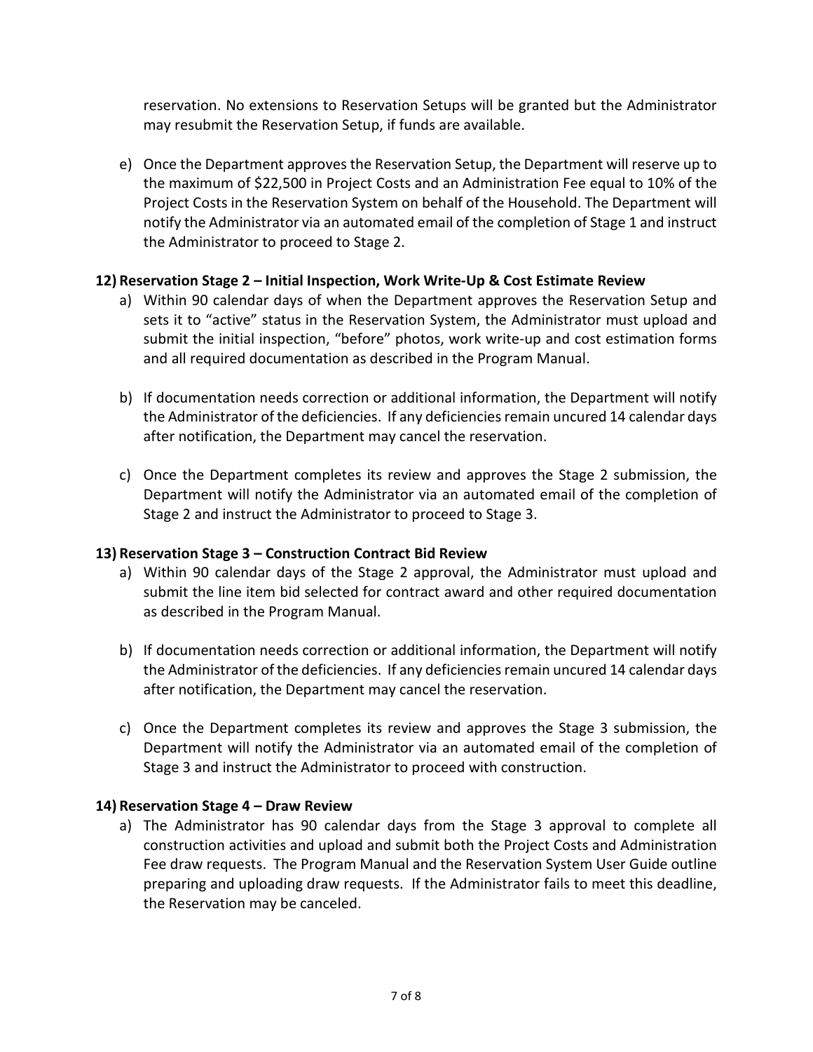reservation. No extensions to Reservation Setups will be granted but the Administrator may resubmit the Reservation Setup, if funds are available.

e) Once the Department approves the Reservation Setup, the Department will reserve up to the maximum of $22,500 in Project Costs and an Administration Fee equal to 10% of the Project Costs in the Reservation System on behalf of the Household. The Department will notify the Administrator via an automated email of the completion of Stage 1 and instruct the Administrator to proceed to Stage 2.

**12) Reservation Stage 2 – Initial Inspection, Work Write-Up & Cost Estimate Review**

a) Within 90 calendar days of when the Department approves the Reservation Setup and sets it to "active" status in the Reservation System, the Administrator must upload and submit the initial inspection, "before" photos, work write-up and cost estimation forms and all required documentation as described in the Program Manual.

b) If documentation needs correction or additional information, the Department will notify the Administrator of the deficiencies. If any deficiencies remain uncured 14 calendar days after notification, the Department may cancel the reservation.

c) Once the Department completes its review and approves the Stage 2 submission, the Department will notify the Administrator via an automated email of the completion of Stage 2 and instruct the Administrator to proceed to Stage 3.

**13) Reservation Stage 3 – Construction Contract Bid Review**

a) Within 90 calendar days of the Stage 2 approval, the Administrator must upload and submit the line item bid selected for contract award and other required documentation as described in the Program Manual.

b) If documentation needs correction or additional information, the Department will notify the Administrator of the deficiencies. If any deficiencies remain uncured 14 calendar days after notification, the Department may cancel the reservation.

c) Once the Department completes its review and approves the Stage 3 submission, the Department will notify the Administrator via an automated email of the completion of Stage 3 and instruct the Administrator to proceed with construction.

**14) Reservation Stage 4 – Draw Review**

a) The Administrator has 90 calendar days from the Stage 3 approval to complete all construction activities and upload and submit both the Project Costs and Administration Fee draw requests. The Program Manual and the Reservation System User Guide outline preparing and uploading draw requests. If the Administrator fails to meet this deadline, the Reservation may be canceled.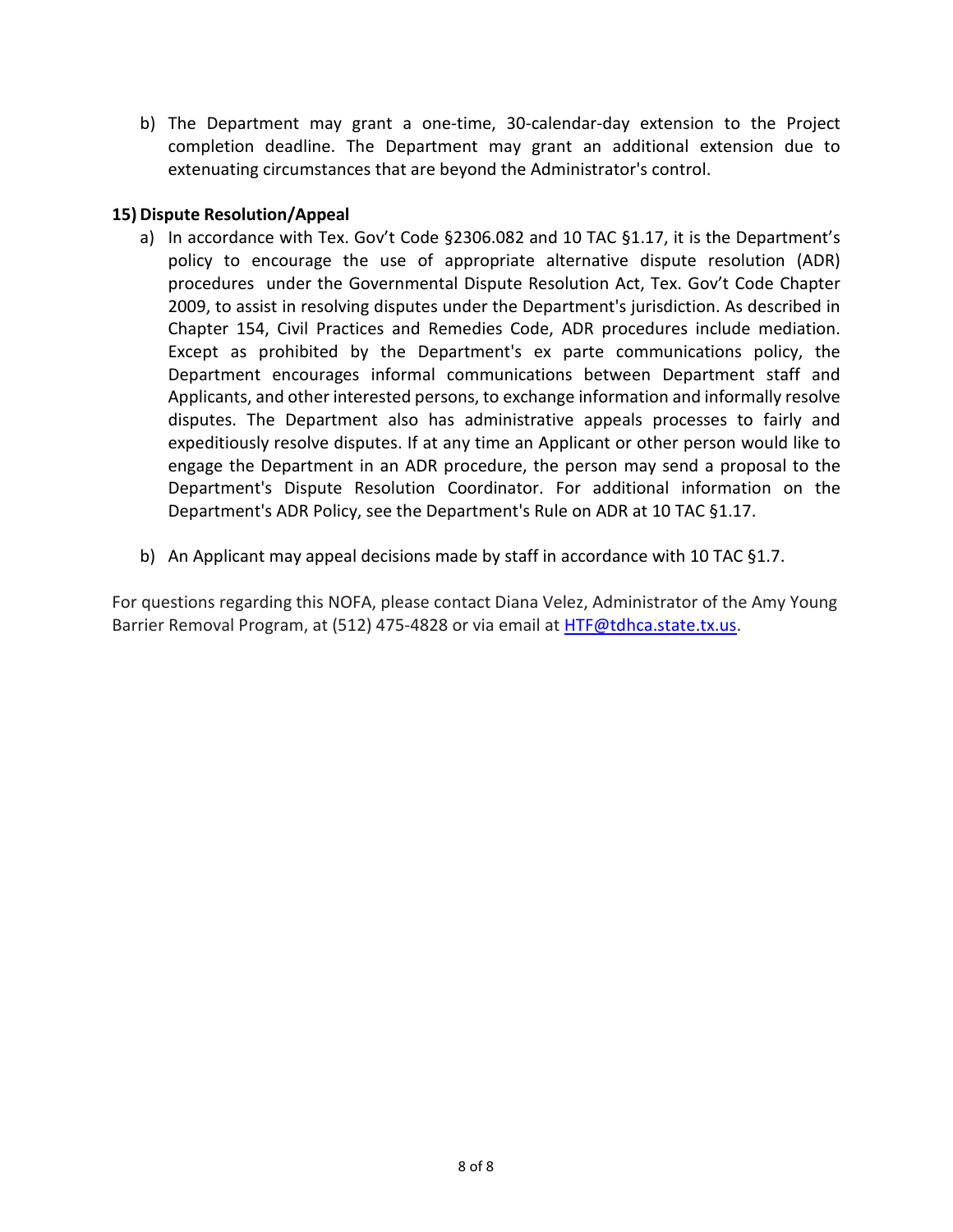b) The Department may grant a one-time, 30-calendar-day extension to the Project completion deadline. The Department may grant an additional extension due to extenuating circumstances that are beyond the Administrator's control.

**15) Dispute Resolution/Appeal**

a) In accordance with Tex. Gov't Code §2306.082 and 10 TAC §1.17, it is the Department's policy to encourage the use of appropriate alternative dispute resolution (ADR) procedures under the Governmental Dispute Resolution Act, Tex. Gov't Code Chapter 2009, to assist in resolving disputes under the Department's jurisdiction. As described in Chapter 154, Civil Practices and Remedies Code, ADR procedures include mediation. Except as prohibited by the Department's ex parte communications policy, the Department encourages informal communications between Department staff and Applicants, and other interested persons, to exchange information and informally resolve disputes. The Department also has administrative appeals processes to fairly and expeditiously resolve disputes. If at any time an Applicant or other person would like to engage the Department in an ADR procedure, the person may send a proposal to the Department's Dispute Resolution Coordinator. For additional information on the Department's ADR Policy, see the Department's Rule on ADR at 10 TAC §1.17.

b) An Applicant may appeal decisions made by staff in accordance with 10 TAC §1.7.

For questions regarding this NOFA, please contact Diana Velez, Administrator of the Amy Young Barrier Removal Program, at (512) 475-4828 or via email at HTF@tdhca.state.tx.us.